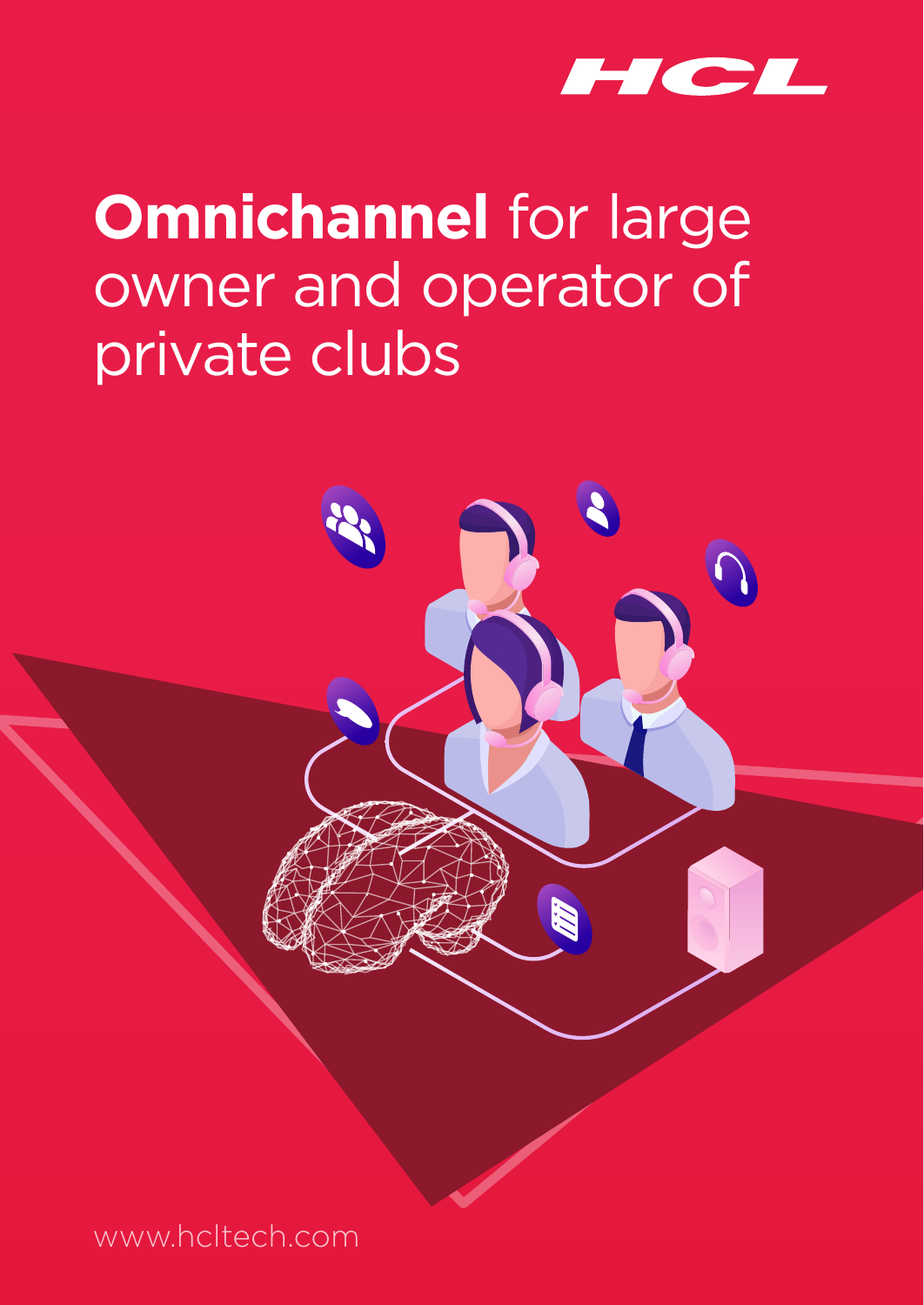HCL

# **Omnichannel** for large owner and operator of private clubs

www.hcltech.com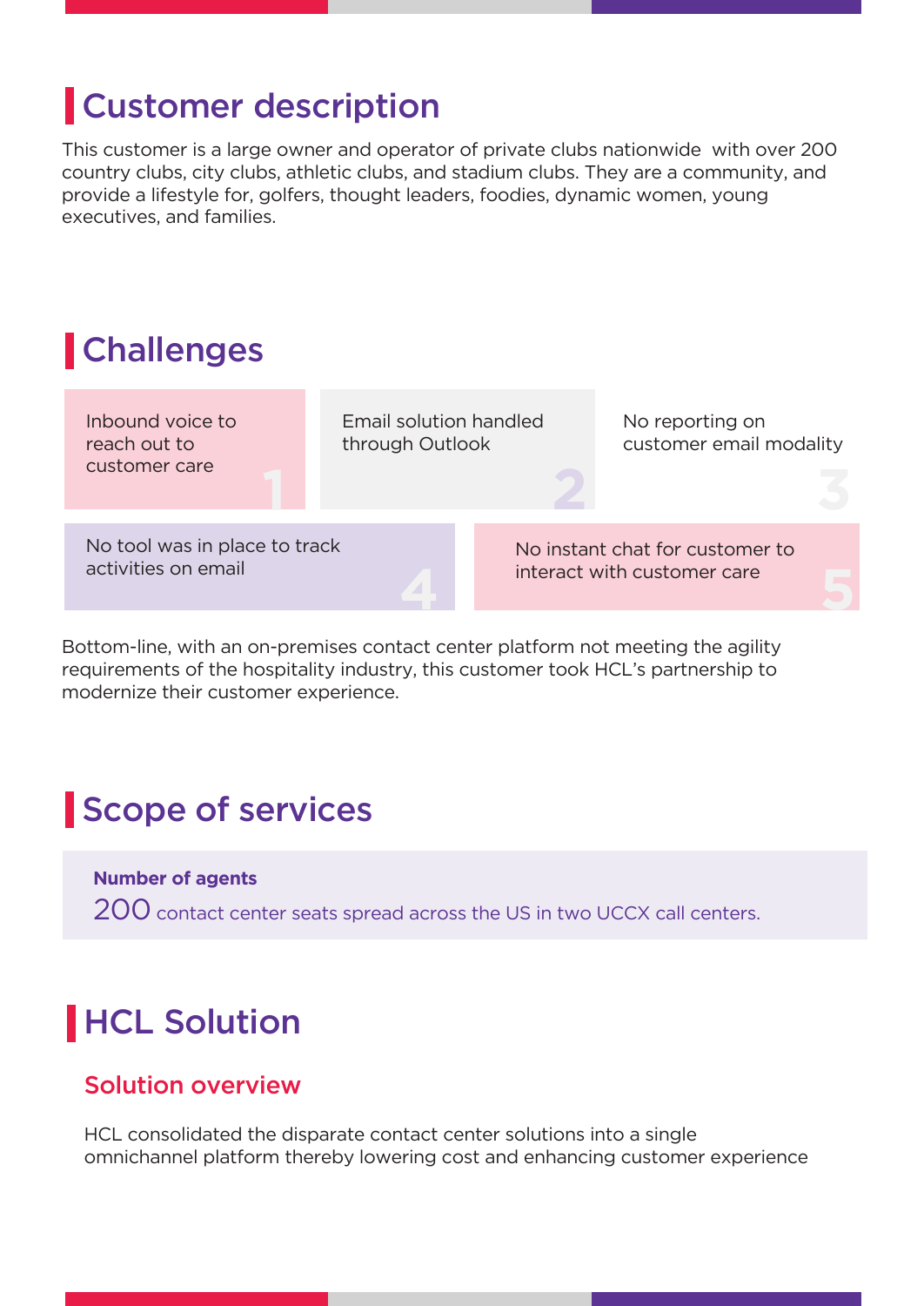# Customer description

This customer is a large owner and operator of private clubs nationwide with over 200 country clubs, city clubs, athletic clubs, and stadium clubs. They are a community, and provide a lifestyle for, golfers, thought leaders, foodies, dynamic women, young executives, and families.

# Challenges

1. Inbound voice to reach out to customer care
2. Email solution handled through Outlook
3. No reporting on customer email modality
4. No tool was in place to track activities on email
5. No instant chat for customer to interact with customer care

Bottom-line, with an on-premises contact center platform not meeting the agility requirements of the hospitality industry, this customer took HCL's partnership to modernize their customer experience.

# Scope of services

**Number of agents**

200 contact center seats spread across the US in two UCCX call centers.

# HCL Solution

## Solution overview

HCL consolidated the disparate contact center solutions into a single omnichannel platform thereby lowering cost and enhancing customer experience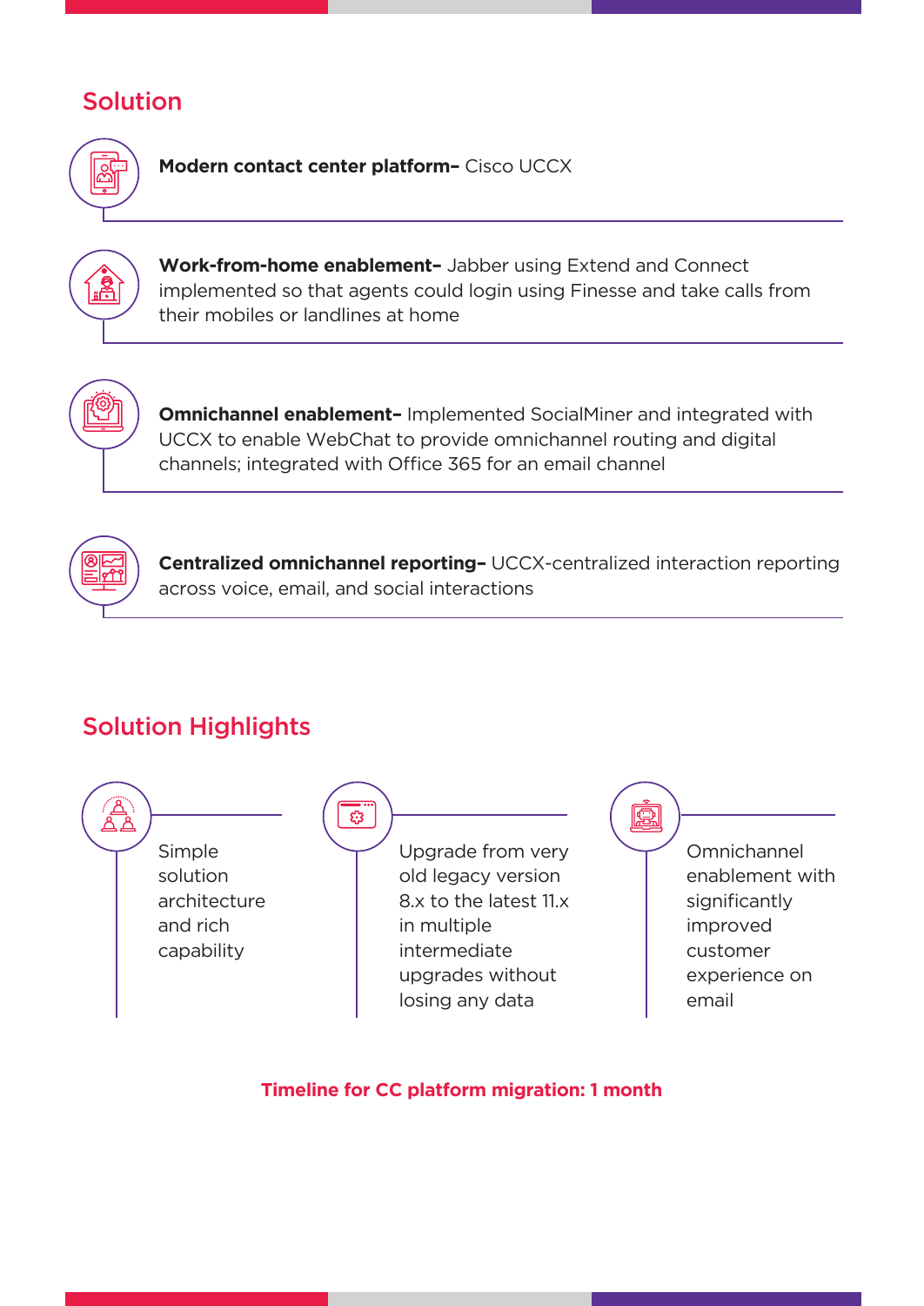## Solution

**Modern contact center platform–** Cisco UCCX

**Work-from-home enablement–** Jabber using Extend and Connect implemented so that agents could login using Finesse and take calls from their mobiles or landlines at home

**Omnichannel enablement–** Implemented SocialMiner and integrated with UCCX to enable WebChat to provide omnichannel routing and digital channels; integrated with Office 365 for an email channel

**Centralized omnichannel reporting–** UCCX-centralized interaction reporting across voice, email, and social interactions

## Solution Highlights

- Simple solution architecture and rich capability
- Upgrade from very old legacy version 8.x to the latest 11.x in multiple intermediate upgrades without losing any data
- Omnichannel enablement with significantly improved customer experience on email

**Timeline for CC platform migration: 1 month**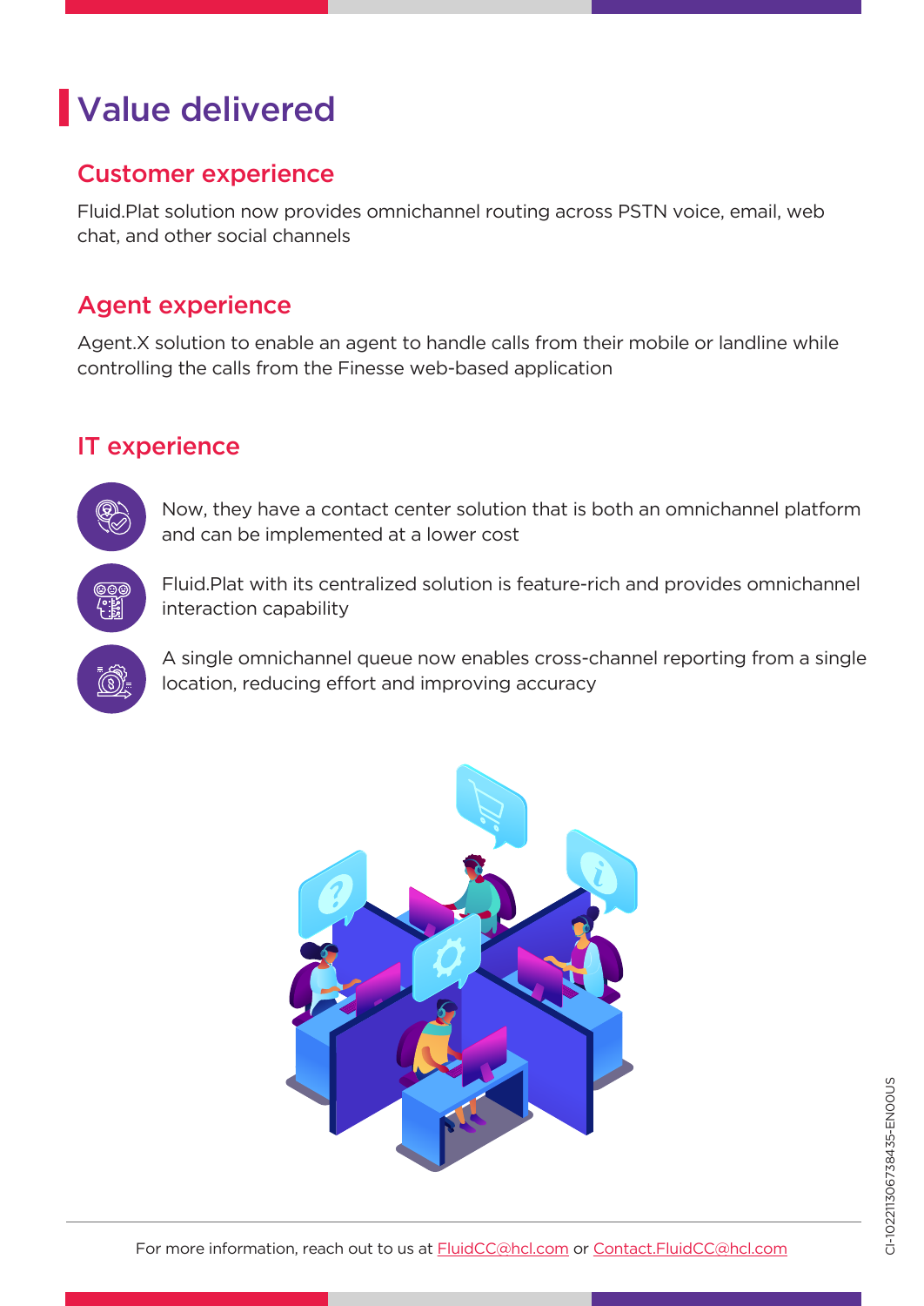# Value delivered

## Customer experience

Fluid.Plat solution now provides omnichannel routing across PSTN voice, email, web chat, and other social channels

## Agent experience

Agent.X solution to enable an agent to handle calls from their mobile or landline while controlling the calls from the Finesse web-based application

## IT experience

Now, they have a contact center solution that is both an omnichannel platform and can be implemented at a lower cost

Fluid.Plat with its centralized solution is feature-rich and provides omnichannel interaction capability

A single omnichannel queue now enables cross-channel reporting from a single location, reducing effort and improving accuracy

For more information, reach out to us at FluidCC@hcl.com or Contact.FluidCC@hcl.com

CI-10221306738435-ENOOUS